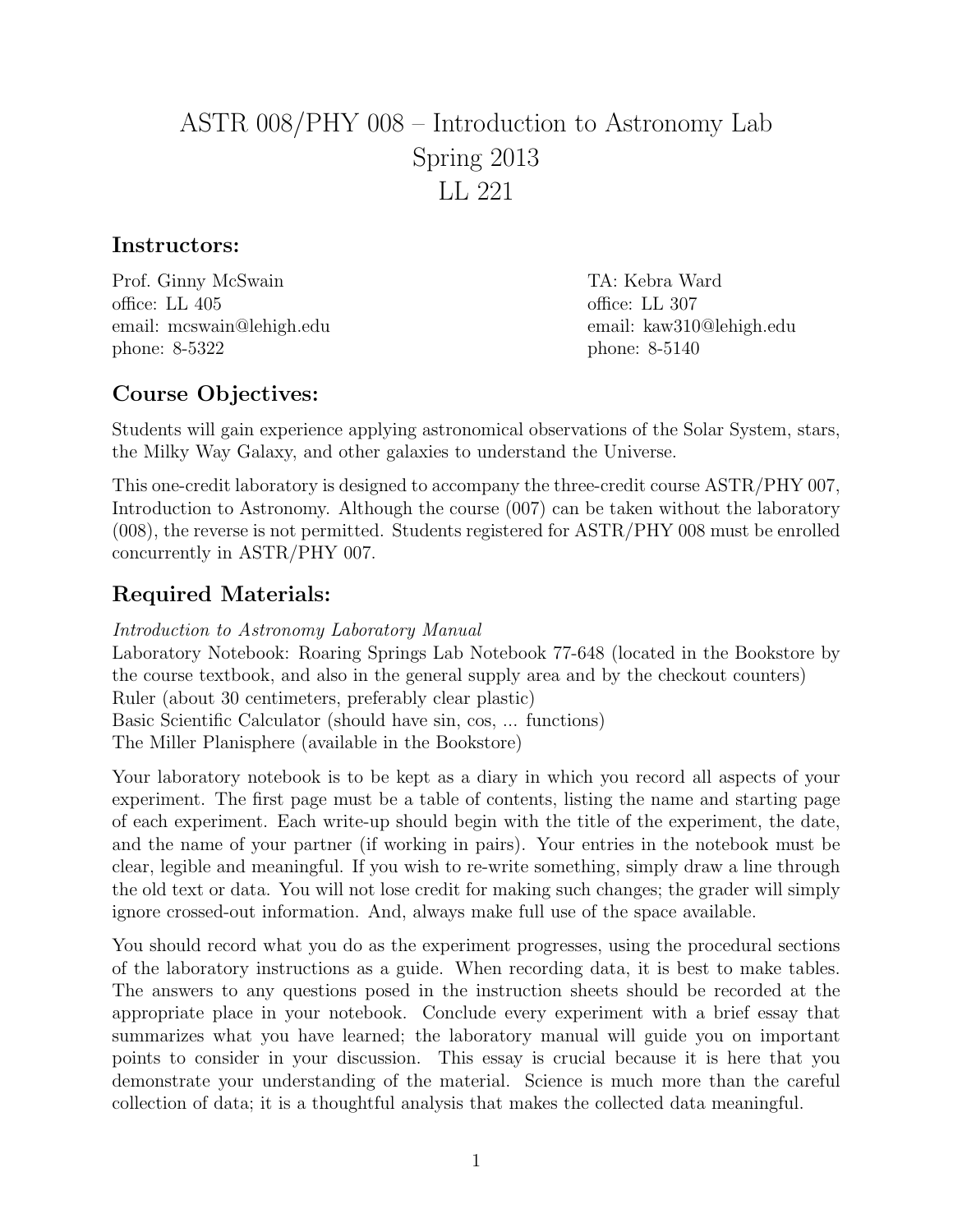# ASTR 008/PHY 008 – Introduction to Astronomy Lab
# Spring 2013
# LL 221

## Instructors:

Prof. Ginny McSwain
office: LL 405
email: mcswain@lehigh.edu
phone: 8-5322

TA: Kebra Ward
office: LL 307
email: kaw310@lehigh.edu
phone: 8-5140

## Course Objectives:

Students will gain experience applying astronomical observations of the Solar System, stars, the Milky Way Galaxy, and other galaxies to understand the Universe.

This one-credit laboratory is designed to accompany the three-credit course ASTR/PHY 007, Introduction to Astronomy. Although the course (007) can be taken without the laboratory (008), the reverse is not permitted. Students registered for ASTR/PHY 008 must be enrolled concurrently in ASTR/PHY 007.

## Required Materials:

*Introduction to Astronomy Laboratory Manual*
Laboratory Notebook: Roaring Springs Lab Notebook 77-648 (located in the Bookstore by the course textbook, and also in the general supply area and by the checkout counters)
Ruler (about 30 centimeters, preferably clear plastic)
Basic Scientific Calculator (should have sin, cos, ... functions)
The Miller Planisphere (available in the Bookstore)

Your laboratory notebook is to be kept as a diary in which you record all aspects of your experiment. The first page must be a table of contents, listing the name and starting page of each experiment. Each write-up should begin with the title of the experiment, the date, and the name of your partner (if working in pairs). Your entries in the notebook must be clear, legible and meaningful. If you wish to re-write something, simply draw a line through the old text or data. You will not lose credit for making such changes; the grader will simply ignore crossed-out information. And, always make full use of the space available.

You should record what you do as the experiment progresses, using the procedural sections of the laboratory instructions as a guide. When recording data, it is best to make tables. The answers to any questions posed in the instruction sheets should be recorded at the appropriate place in your notebook. Conclude every experiment with a brief essay that summarizes what you have learned; the laboratory manual will guide you on important points to consider in your discussion. This essay is crucial because it is here that you demonstrate your understanding of the material. Science is much more than the careful collection of data; it is a thoughtful analysis that makes the collected data meaningful.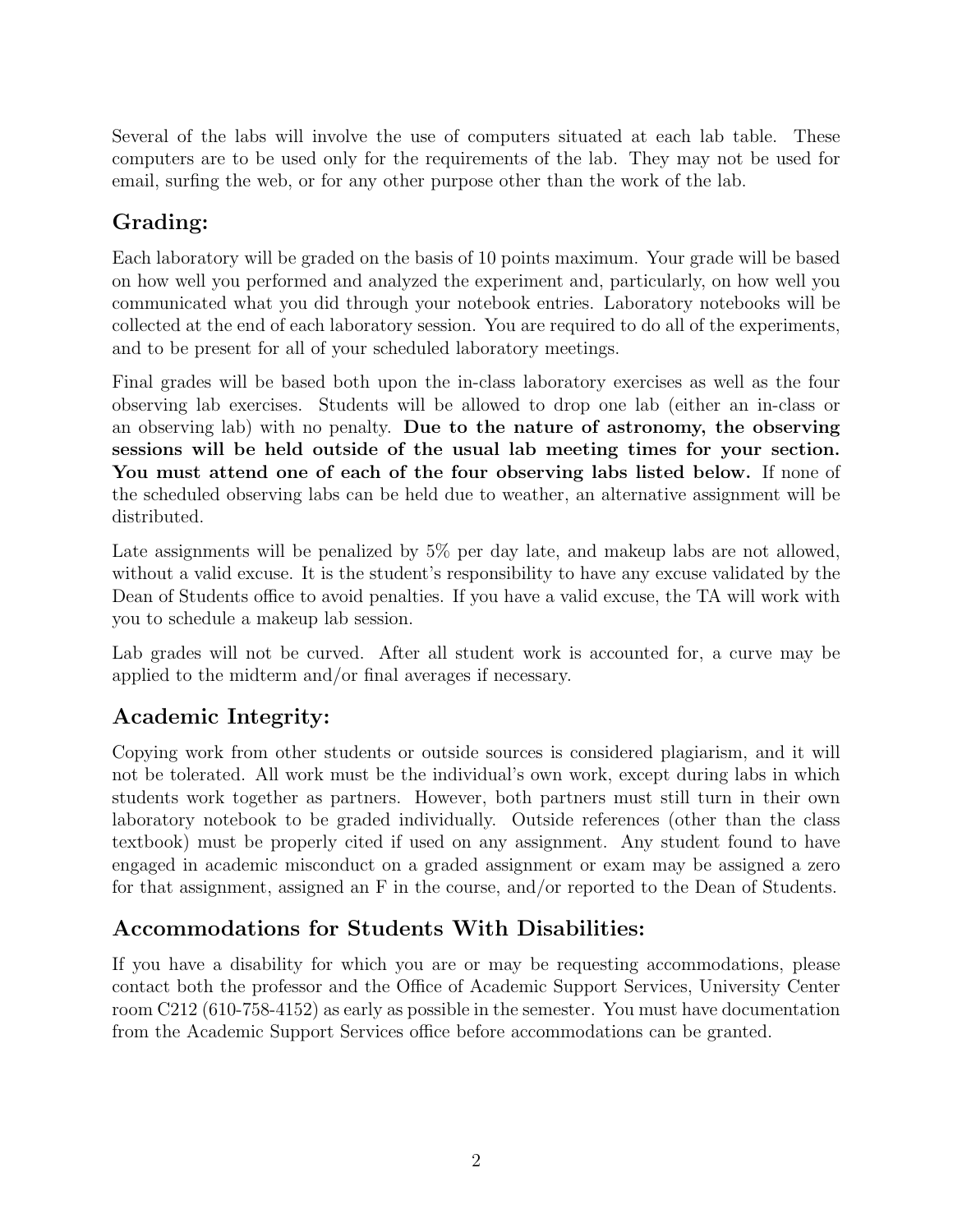Several of the labs will involve the use of computers situated at each lab table. These computers are to be used only for the requirements of the lab. They may not be used for email, surfing the web, or for any other purpose other than the work of the lab.

## Grading:

Each laboratory will be graded on the basis of 10 points maximum. Your grade will be based on how well you performed and analyzed the experiment and, particularly, on how well you communicated what you did through your notebook entries. Laboratory notebooks will be collected at the end of each laboratory session. You are required to do all of the experiments, and to be present for all of your scheduled laboratory meetings.

Final grades will be based both upon the in-class laboratory exercises as well as the four observing lab exercises. Students will be allowed to drop one lab (either an in-class or an observing lab) with no penalty. **Due to the nature of astronomy, the observing sessions will be held outside of the usual lab meeting times for your section. You must attend one of each of the four observing labs listed below.** If none of the scheduled observing labs can be held due to weather, an alternative assignment will be distributed.

Late assignments will be penalized by 5% per day late, and makeup labs are not allowed, without a valid excuse. It is the student's responsibility to have any excuse validated by the Dean of Students office to avoid penalties. If you have a valid excuse, the TA will work with you to schedule a makeup lab session.

Lab grades will not be curved. After all student work is accounted for, a curve may be applied to the midterm and/or final averages if necessary.

## Academic Integrity:

Copying work from other students or outside sources is considered plagiarism, and it will not be tolerated. All work must be the individual's own work, except during labs in which students work together as partners. However, both partners must still turn in their own laboratory notebook to be graded individually. Outside references (other than the class textbook) must be properly cited if used on any assignment. Any student found to have engaged in academic misconduct on a graded assignment or exam may be assigned a zero for that assignment, assigned an F in the course, and/or reported to the Dean of Students.

## Accommodations for Students With Disabilities:

If you have a disability for which you are or may be requesting accommodations, please contact both the professor and the Office of Academic Support Services, University Center room C212 (610-758-4152) as early as possible in the semester. You must have documentation from the Academic Support Services office before accommodations can be granted.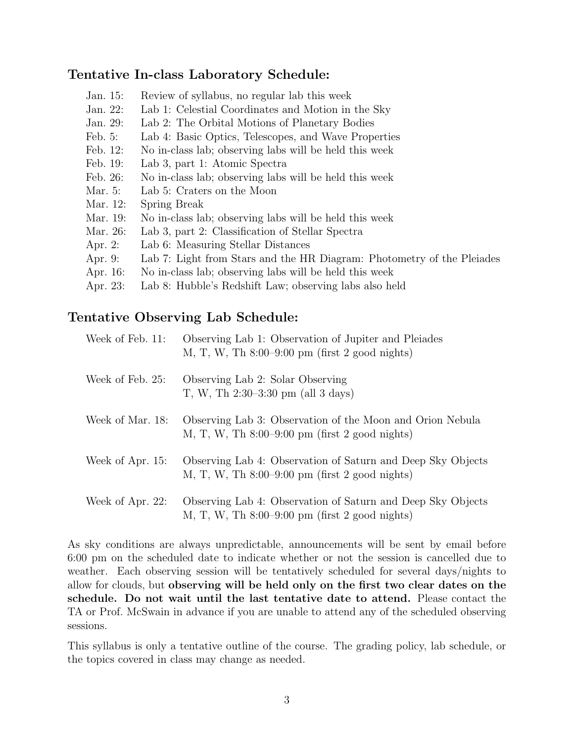## Tentative In-class Laboratory Schedule:

| | |
|---|---|
| Jan. 15: | Review of syllabus, no regular lab this week |
| Jan. 22: | Lab 1: Celestial Coordinates and Motion in the Sky |
| Jan. 29: | Lab 2: The Orbital Motions of Planetary Bodies |
| Feb. 5: | Lab 4: Basic Optics, Telescopes, and Wave Properties |
| Feb. 12: | No in-class lab; observing labs will be held this week |
| Feb. 19: | Lab 3, part 1: Atomic Spectra |
| Feb. 26: | No in-class lab; observing labs will be held this week |
| Mar. 5: | Lab 5: Craters on the Moon |
| Mar. 12: | Spring Break |
| Mar. 19: | No in-class lab; observing labs will be held this week |
| Mar. 26: | Lab 3, part 2: Classification of Stellar Spectra |
| Apr. 2: | Lab 6: Measuring Stellar Distances |
| Apr. 9: | Lab 7: Light from Stars and the HR Diagram: Photometry of the Pleiades |
| Apr. 16: | No in-class lab; observing labs will be held this week |
| Apr. 23: | Lab 8: Hubble's Redshift Law; observing labs also held |

## Tentative Observing Lab Schedule:

| | |
|---|---|
| Week of Feb. 11: | Observing Lab 1: Observation of Jupiter and Pleiades<br>M, T, W, Th 8:00–9:00 pm (first 2 good nights) |
| Week of Feb. 25: | Observing Lab 2: Solar Observing<br>T, W, Th 2:30–3:30 pm (all 3 days) |
| Week of Mar. 18: | Observing Lab 3: Observation of the Moon and Orion Nebula<br>M, T, W, Th 8:00–9:00 pm (first 2 good nights) |
| Week of Apr. 15: | Observing Lab 4: Observation of Saturn and Deep Sky Objects<br>M, T, W, Th 8:00–9:00 pm (first 2 good nights) |
| Week of Apr. 22: | Observing Lab 4: Observation of Saturn and Deep Sky Objects<br>M, T, W, Th 8:00–9:00 pm (first 2 good nights) |

As sky conditions are always unpredictable, announcements will be sent by email before 6:00 pm on the scheduled date to indicate whether or not the session is cancelled due to weather. Each observing session will be tentatively scheduled for several days/nights to allow for clouds, but **observing will be held only on the first two clear dates on the schedule. Do not wait until the last tentative date to attend.** Please contact the TA or Prof. McSwain in advance if you are unable to attend any of the scheduled observing sessions.

This syllabus is only a tentative outline of the course. The grading policy, lab schedule, or the topics covered in class may change as needed.